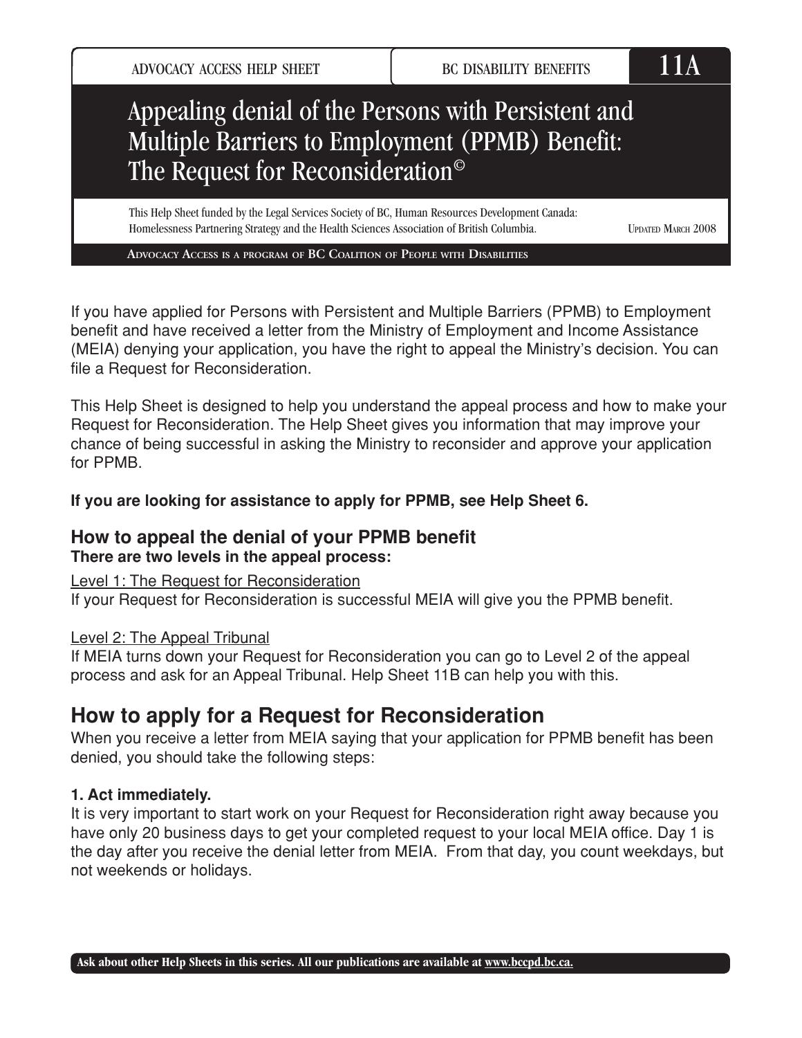ADVOCACY ACCESS HELP SHEET | BC DISABILITY BENEFITS | 11A

# Appealing denial of the Persons with Persistent and Multiple Barriers to Employment (PPMB) Benefit: The Request for Reconsideration©

This Help Sheet funded by the Legal Services Society of BC, Human Resources Development Canada: Homelessness Partnering Strategy and the Health Sciences Association of British Columbia.

UPDATED MARCH 2008

ADVOCACY ACCESS IS A PROGRAM OF BC COALITION OF PEOPLE WITH DISABILITIES

If you have applied for Persons with Persistent and Multiple Barriers (PPMB) to Employment benefit and have received a letter from the Ministry of Employment and Income Assistance (MEIA) denying your application, you have the right to appeal the Ministry's decision. You can file a Request for Reconsideration.

This Help Sheet is designed to help you understand the appeal process and how to make your Request for Reconsideration. The Help Sheet gives you information that may improve your chance of being successful in asking the Ministry to reconsider and approve your application for PPMB.

**If you are looking for assistance to apply for PPMB, see Help Sheet 6.**

### How to appeal the denial of your PPMB benefit

**There are two levels in the appeal process:**

Level 1: The Request for Reconsideration
If your Request for Reconsideration is successful MEIA will give you the PPMB benefit.

Level 2: The Appeal Tribunal
If MEIA turns down your Request for Reconsideration you can go to Level 2 of the appeal process and ask for an Appeal Tribunal. Help Sheet 11B can help you with this.

## How to apply for a Request for Reconsideration

When you receive a letter from MEIA saying that your application for PPMB benefit has been denied, you should take the following steps:

**1. Act immediately.**

It is very important to start work on your Request for Reconsideration right away because you have only 20 business days to get your completed request to your local MEIA office. Day 1 is the day after you receive the denial letter from MEIA. From that day, you count weekdays, but not weekends or holidays.

Ask about other Help Sheets in this series. All our publications are available at www.bccpd.bc.ca.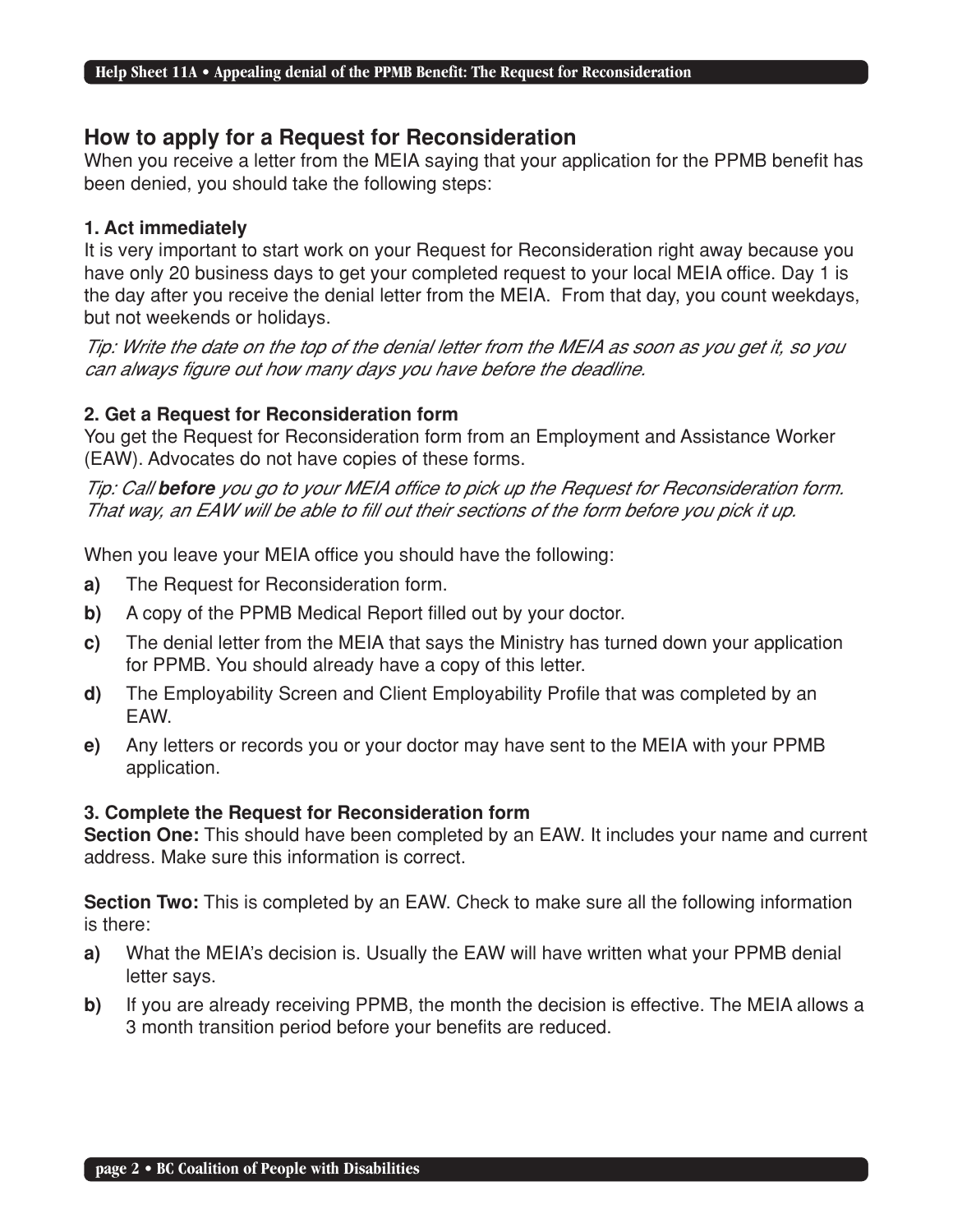## How to apply for a Request for Reconsideration

When you receive a letter from the MEIA saying that your application for the PPMB benefit has been denied, you should take the following steps:

### 1. Act immediately

It is very important to start work on your Request for Reconsideration right away because you have only 20 business days to get your completed request to your local MEIA office. Day 1 is the day after you receive the denial letter from the MEIA. From that day, you count weekdays, but not weekends or holidays.

*Tip: Write the date on the top of the denial letter from the MEIA as soon as you get it, so you can always figure out how many days you have before the deadline.*

### 2. Get a Request for Reconsideration form

You get the Request for Reconsideration form from an Employment and Assistance Worker (EAW). Advocates do not have copies of these forms.

*Tip: Call **before** you go to your MEIA office to pick up the Request for Reconsideration form. That way, an EAW will be able to fill out their sections of the form before you pick it up.*

When you leave your MEIA office you should have the following:

**a)** The Request for Reconsideration form.

**b)** A copy of the PPMB Medical Report filled out by your doctor.

**c)** The denial letter from the MEIA that says the Ministry has turned down your application for PPMB. You should already have a copy of this letter.

**d)** The Employability Screen and Client Employability Profile that was completed by an EAW.

**e)** Any letters or records you or your doctor may have sent to the MEIA with your PPMB application.

### 3. Complete the Request for Reconsideration form

**Section One:** This should have been completed by an EAW. It includes your name and current address. Make sure this information is correct.

**Section Two:** This is completed by an EAW. Check to make sure all the following information is there:

**a)** What the MEIA's decision is. Usually the EAW will have written what your PPMB denial letter says.

**b)** If you are already receiving PPMB, the month the decision is effective. The MEIA allows a 3 month transition period before your benefits are reduced.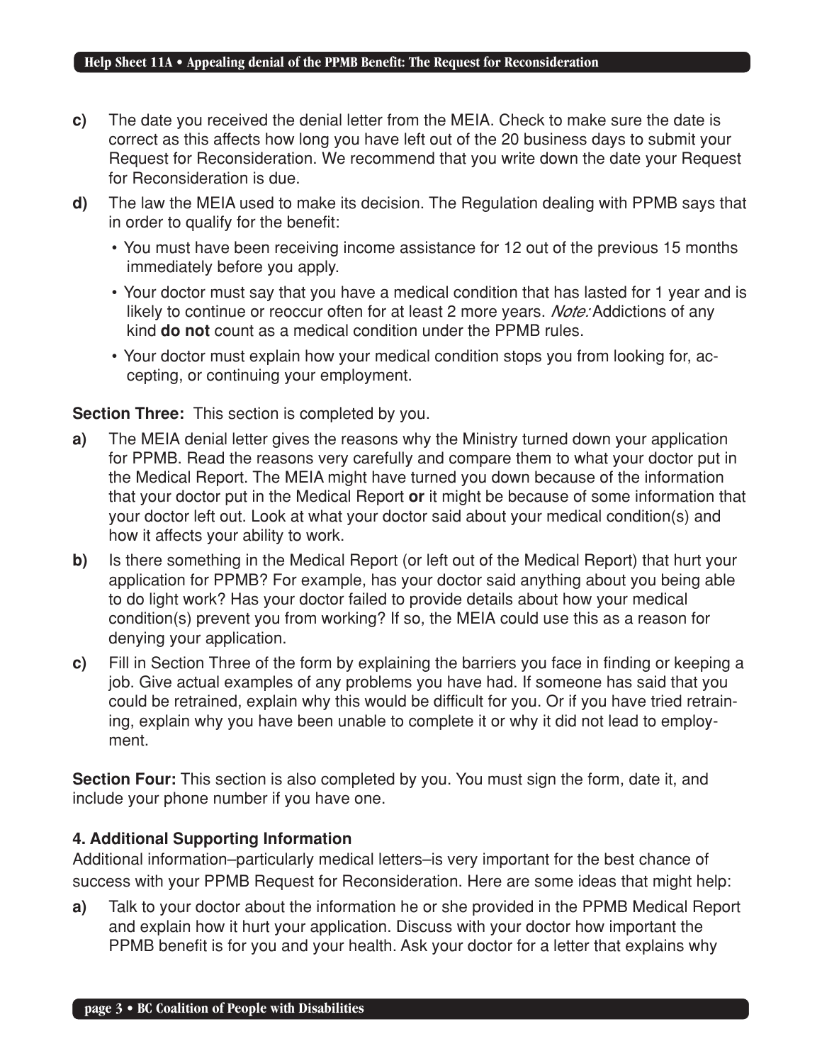**c)** The date you received the denial letter from the MEIA. Check to make sure the date is correct as this affects how long you have left out of the 20 business days to submit your Request for Reconsideration. We recommend that you write down the date your Request for Reconsideration is due.

**d)** The law the MEIA used to make its decision. The Regulation dealing with PPMB says that in order to qualify for the benefit:

- You must have been receiving income assistance for 12 out of the previous 15 months immediately before you apply.
- Your doctor must say that you have a medical condition that has lasted for 1 year and is likely to continue or reoccur often for at least 2 more years. *Note:* Addictions of any kind **do not** count as a medical condition under the PPMB rules.
- Your doctor must explain how your medical condition stops you from looking for, accepting, or continuing your employment.

**Section Three:** This section is completed by you.

**a)** The MEIA denial letter gives the reasons why the Ministry turned down your application for PPMB. Read the reasons very carefully and compare them to what your doctor put in the Medical Report. The MEIA might have turned you down because of the information that your doctor put in the Medical Report **or** it might be because of some information that your doctor left out. Look at what your doctor said about your medical condition(s) and how it affects your ability to work.

**b)** Is there something in the Medical Report (or left out of the Medical Report) that hurt your application for PPMB? For example, has your doctor said anything about you being able to do light work? Has your doctor failed to provide details about how your medical condition(s) prevent you from working? If so, the MEIA could use this as a reason for denying your application.

**c)** Fill in Section Three of the form by explaining the barriers you face in finding or keeping a job. Give actual examples of any problems you have had. If someone has said that you could be retrained, explain why this would be difficult for you. Or if you have tried retraining, explain why you have been unable to complete it or why it did not lead to employment.

**Section Four:** This section is also completed by you. You must sign the form, date it, and include your phone number if you have one.

### 4. Additional Supporting Information

Additional information–particularly medical letters–is very important for the best chance of success with your PPMB Request for Reconsideration. Here are some ideas that might help:

**a)** Talk to your doctor about the information he or she provided in the PPMB Medical Report and explain how it hurt your application. Discuss with your doctor how important the PPMB benefit is for you and your health. Ask your doctor for a letter that explains why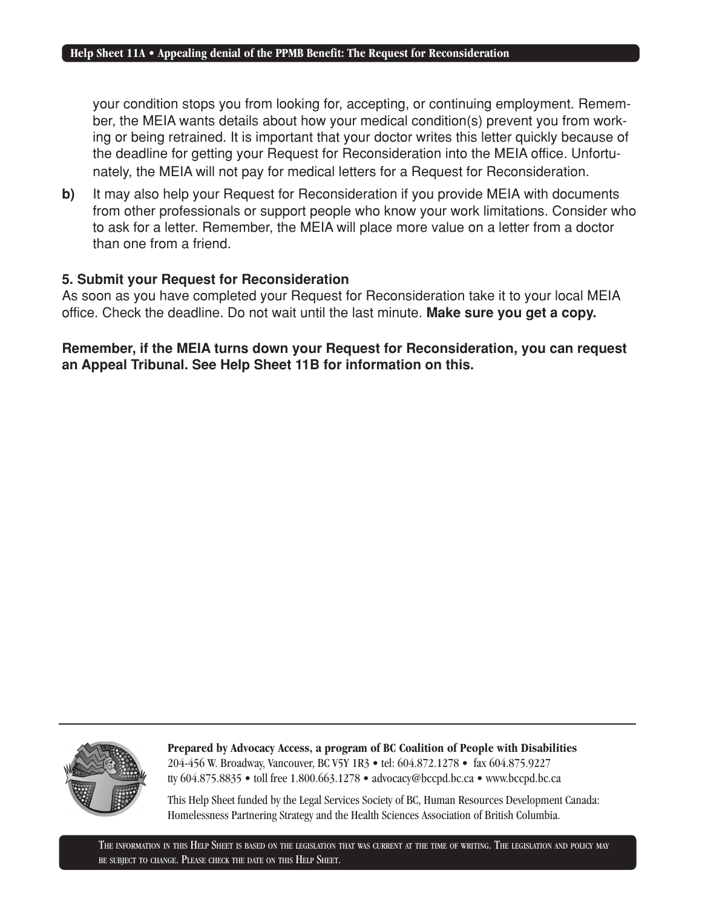your condition stops you from looking for, accepting, or continuing employment. Remember, the MEIA wants details about how your medical condition(s) prevent you from working or being retrained. It is important that your doctor writes this letter quickly because of the deadline for getting your Request for Reconsideration into the MEIA office. Unfortunately, the MEIA will not pay for medical letters for a Request for Reconsideration.

**b)** It may also help your Request for Reconsideration if you provide MEIA with documents from other professionals or support people who know your work limitations. Consider who to ask for a letter. Remember, the MEIA will place more value on a letter from a doctor than one from a friend.

**5. Submit your Request for Reconsideration**

As soon as you have completed your Request for Reconsideration take it to your local MEIA office. Check the deadline. Do not wait until the last minute. **Make sure you get a copy.**

**Remember, if the MEIA turns down your Request for Reconsideration, you can request an Appeal Tribunal. See Help Sheet 11B for information on this.**

---

**Prepared by Advocacy Access, a program of BC Coalition of People with Disabilities**
204-456 W. Broadway, Vancouver, BC V5Y 1R3 • tel: 604.872.1278 • fax 604.875.9227
tty 604.875.8835 • toll free 1.800.663.1278 • advocacy@bccpd.bc.ca • www.bccpd.bc.ca

This Help Sheet funded by the Legal Services Society of BC, Human Resources Development Canada: Homelessness Partnering Strategy and the Health Sciences Association of British Columbia.

THE INFORMATION IN THIS HELP SHEET IS BASED ON THE LEGISLATION THAT WAS CURRENT AT THE TIME OF WRITING. THE LEGISLATION AND POLICY MAY BE SUBJECT TO CHANGE. PLEASE CHECK THE DATE ON THIS HELP SHEET.